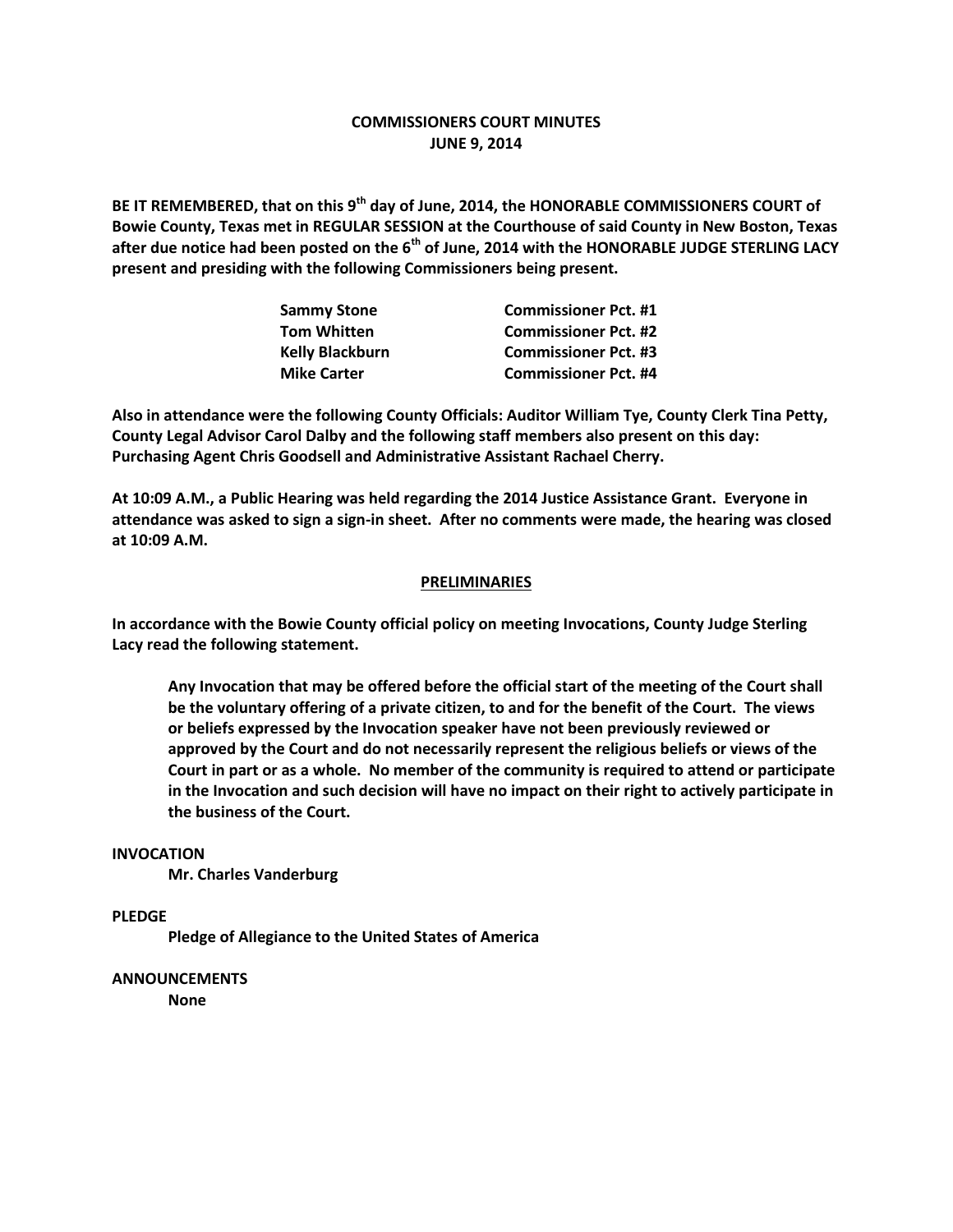# COMMISSIONERS COURT MINUTES
## JUNE 9, 2014

**BE IT REMEMBERED, that on this 9th day of June, 2014, the HONORABLE COMMISSIONERS COURT of Bowie County, Texas met in REGULAR SESSION at the Courthouse of said County in New Boston, Texas after due notice had been posted on the 6th of June, 2014 with the HONORABLE JUDGE STERLING LACY present and presiding with the following Commissioners being present.**

| | |
|---|---|
| **Sammy Stone** | **Commissioner Pct. #1** |
| **Tom Whitten** | **Commissioner Pct. #2** |
| **Kelly Blackburn** | **Commissioner Pct. #3** |
| **Mike Carter** | **Commissioner Pct. #4** |

**Also in attendance were the following County Officials: Auditor William Tye, County Clerk Tina Petty, County Legal Advisor Carol Dalby and the following staff members also present on this day: Purchasing Agent Chris Goodsell and Administrative Assistant Rachael Cherry.**

**At 10:09 A.M., a Public Hearing was held regarding the 2014 Justice Assistance Grant. Everyone in attendance was asked to sign a sign-in sheet. After no comments were made, the hearing was closed at 10:09 A.M.**

## PRELIMINARIES

**In accordance with the Bowie County official policy on meeting Invocations, County Judge Sterling Lacy read the following statement.**

> **Any Invocation that may be offered before the official start of the meeting of the Court shall be the voluntary offering of a private citizen, to and for the benefit of the Court. The views or beliefs expressed by the Invocation speaker have not been previously reviewed or approved by the Court and do not necessarily represent the religious beliefs or views of the Court in part or as a whole. No member of the community is required to attend or participate in the Invocation and such decision will have no impact on their right to actively participate in the business of the Court.**

**INVOCATION**

**Mr. Charles Vanderburg**

**PLEDGE**

**Pledge of Allegiance to the United States of America**

**ANNOUNCEMENTS**

**None**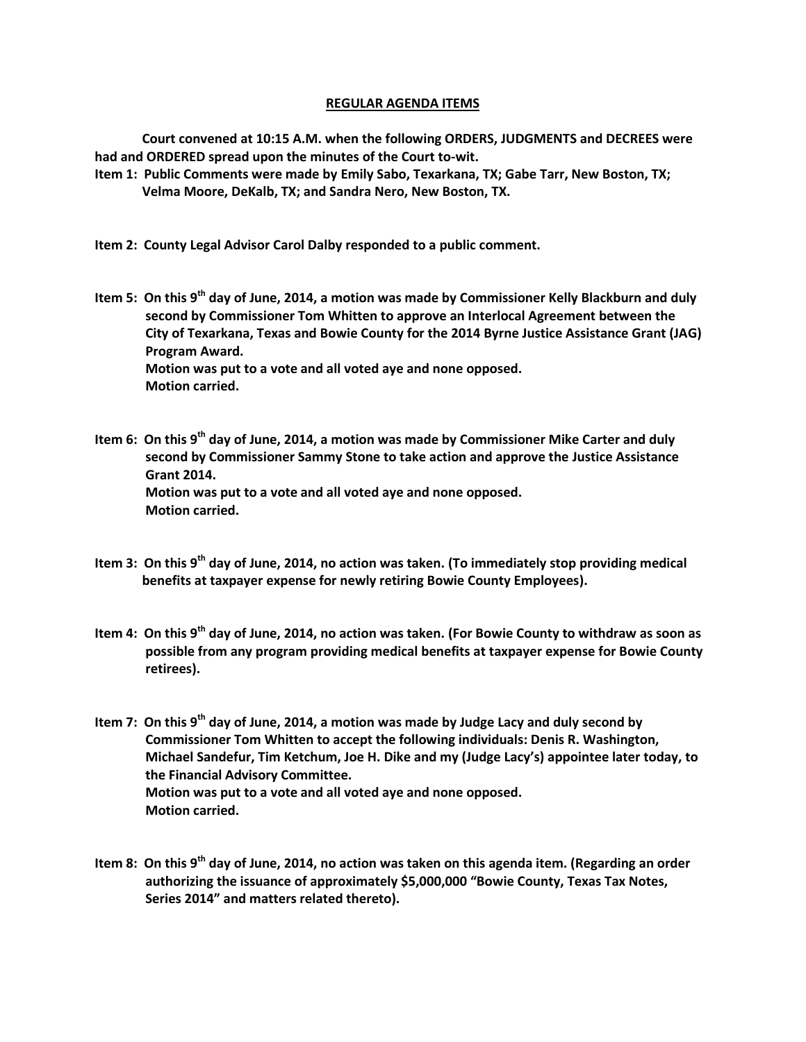## REGULAR AGENDA ITEMS

**Court convened at 10:15 A.M. when the following ORDERS, JUDGMENTS and DECREES were had and ORDERED spread upon the minutes of the Court to-wit.**

**Item 1: Public Comments were made by Emily Sabo, Texarkana, TX; Gabe Tarr, New Boston, TX; Velma Moore, DeKalb, TX; and Sandra Nero, New Boston, TX.**

**Item 2: County Legal Advisor Carol Dalby responded to a public comment.**

**Item 5: On this 9th day of June, 2014, a motion was made by Commissioner Kelly Blackburn and duly second by Commissioner Tom Whitten to approve an Interlocal Agreement between the City of Texarkana, Texas and Bowie County for the 2014 Byrne Justice Assistance Grant (JAG) Program Award.**
**Motion was put to a vote and all voted aye and none opposed.**
**Motion carried.**

**Item 6: On this 9th day of June, 2014, a motion was made by Commissioner Mike Carter and duly second by Commissioner Sammy Stone to take action and approve the Justice Assistance Grant 2014.**
**Motion was put to a vote and all voted aye and none opposed.**
**Motion carried.**

**Item 3: On this 9th day of June, 2014, no action was taken. (To immediately stop providing medical benefits at taxpayer expense for newly retiring Bowie County Employees).**

**Item 4: On this 9th day of June, 2014, no action was taken. (For Bowie County to withdraw as soon as possible from any program providing medical benefits at taxpayer expense for Bowie County retirees).**

**Item 7: On this 9th day of June, 2014, a motion was made by Judge Lacy and duly second by Commissioner Tom Whitten to accept the following individuals: Denis R. Washington, Michael Sandefur, Tim Ketchum, Joe H. Dike and my (Judge Lacy's) appointee later today, to the Financial Advisory Committee.**
**Motion was put to a vote and all voted aye and none opposed.**
**Motion carried.**

**Item 8: On this 9th day of June, 2014, no action was taken on this agenda item. (Regarding an order authorizing the issuance of approximately $5,000,000 "Bowie County, Texas Tax Notes, Series 2014" and matters related thereto).**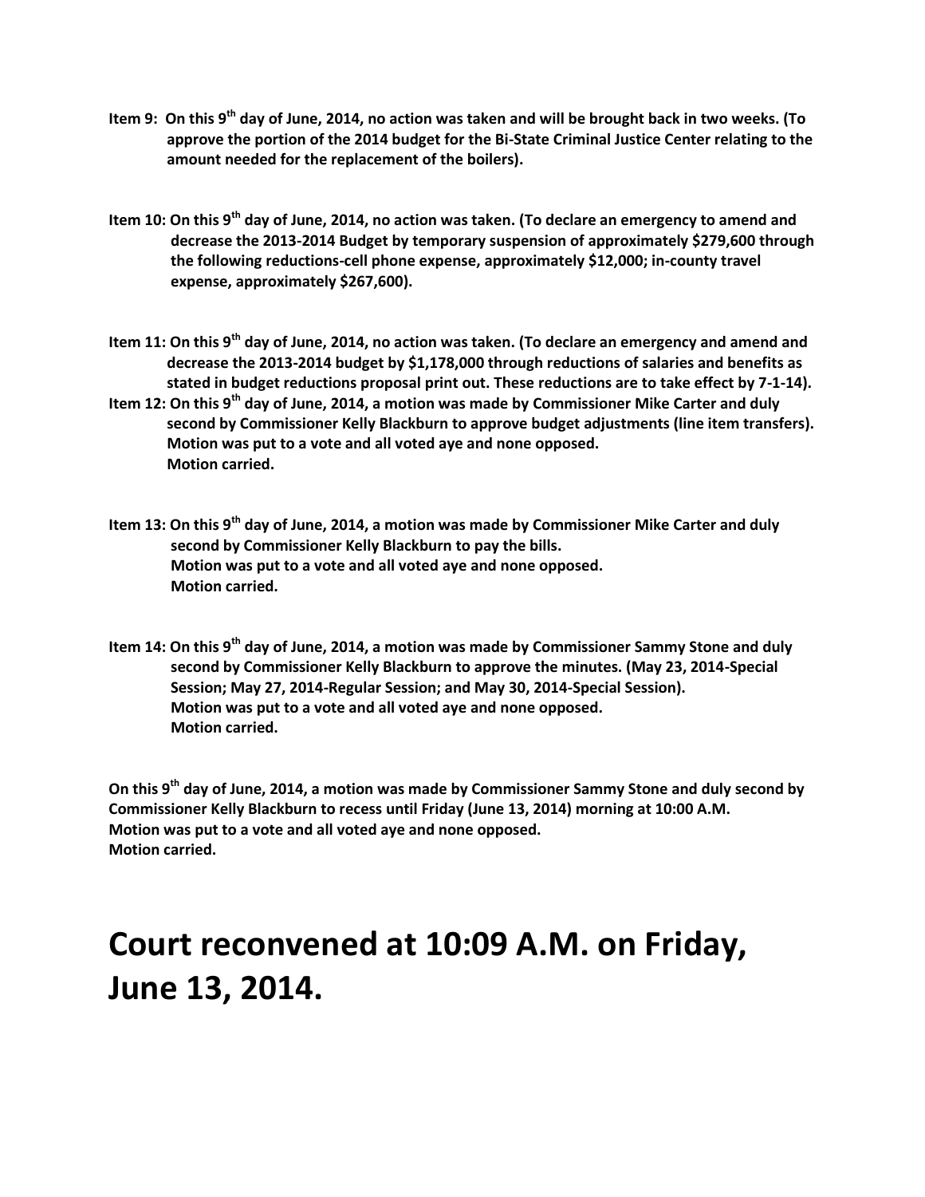**Item 9: On this 9th day of June, 2014, no action was taken and will be brought back in two weeks. (To approve the portion of the 2014 budget for the Bi-State Criminal Justice Center relating to the amount needed for the replacement of the boilers).**

**Item 10: On this 9th day of June, 2014, no action was taken. (To declare an emergency to amend and decrease the 2013-2014 Budget by temporary suspension of approximately $279,600 through the following reductions-cell phone expense, approximately $12,000; in-county travel expense, approximately $267,600).**

**Item 11: On this 9th day of June, 2014, no action was taken. (To declare an emergency and amend and decrease the 2013-2014 budget by $1,178,000 through reductions of salaries and benefits as stated in budget reductions proposal print out. These reductions are to take effect by 7-1-14).**

**Item 12: On this 9th day of June, 2014, a motion was made by Commissioner Mike Carter and duly second by Commissioner Kelly Blackburn to approve budget adjustments (line item transfers). Motion was put to a vote and all voted aye and none opposed. Motion carried.**

**Item 13: On this 9th day of June, 2014, a motion was made by Commissioner Mike Carter and duly second by Commissioner Kelly Blackburn to pay the bills. Motion was put to a vote and all voted aye and none opposed. Motion carried.**

**Item 14: On this 9th day of June, 2014, a motion was made by Commissioner Sammy Stone and duly second by Commissioner Kelly Blackburn to approve the minutes. (May 23, 2014-Special Session; May 27, 2014-Regular Session; and May 30, 2014-Special Session). Motion was put to a vote and all voted aye and none opposed. Motion carried.**

**On this 9th day of June, 2014, a motion was made by Commissioner Sammy Stone and duly second by Commissioner Kelly Blackburn to recess until Friday (June 13, 2014) morning at 10:00 A.M. Motion was put to a vote and all voted aye and none opposed. Motion carried.**

# Court reconvened at 10:09 A.M. on Friday, June 13, 2014.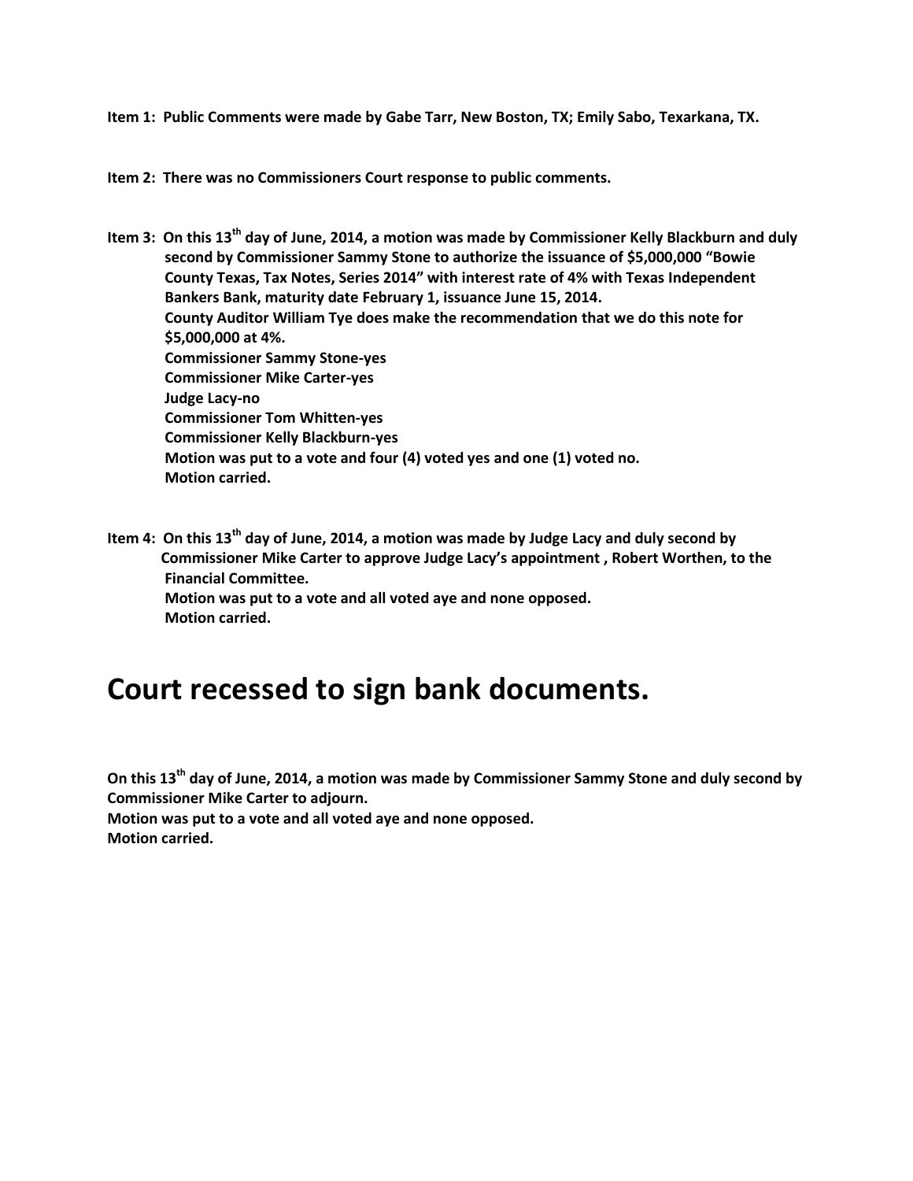**Item 1: Public Comments were made by Gabe Tarr, New Boston, TX; Emily Sabo, Texarkana, TX.**

**Item 2: There was no Commissioners Court response to public comments.**

**Item 3: On this 13th day of June, 2014, a motion was made by Commissioner Kelly Blackburn and duly second by Commissioner Sammy Stone to authorize the issuance of $5,000,000 "Bowie County Texas, Tax Notes, Series 2014" with interest rate of 4% with Texas Independent Bankers Bank, maturity date February 1, issuance June 15, 2014.**
**County Auditor William Tye does make the recommendation that we do this note for $5,000,000 at 4%.**
**Commissioner Sammy Stone-yes**
**Commissioner Mike Carter-yes**
**Judge Lacy-no**
**Commissioner Tom Whitten-yes**
**Commissioner Kelly Blackburn-yes**
**Motion was put to a vote and four (4) voted yes and one (1) voted no.**
**Motion carried.**

**Item 4: On this 13th day of June, 2014, a motion was made by Judge Lacy and duly second by Commissioner Mike Carter to approve Judge Lacy's appointment , Robert Worthen, to the Financial Committee.**
**Motion was put to a vote and all voted aye and none opposed.**
**Motion carried.**

# Court recessed to sign bank documents.

**On this 13th day of June, 2014, a motion was made by Commissioner Sammy Stone and duly second by Commissioner Mike Carter to adjourn.**
**Motion was put to a vote and all voted aye and none opposed.**
**Motion carried.**